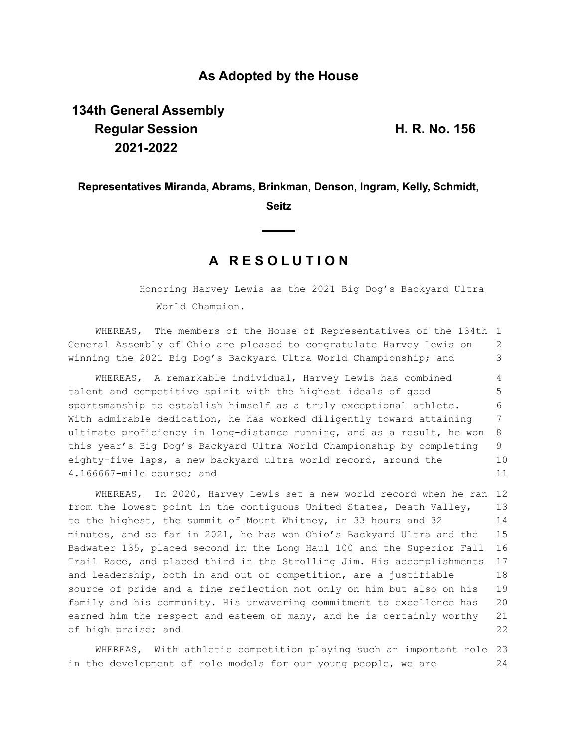## As Adopted by the House

**134th General Assembly**
**Regular Session**
**2021-2022**

**H. R. No. 156**

**Representatives Miranda, Abrams, Brinkman, Denson, Ingram, Kelly, Schmidt, Seitz**

# A RESOLUTION

Honoring Harvey Lewis as the 2021 Big Dog's Backyard Ultra World Champion.

WHEREAS, The members of the House of Representatives of the 134th General Assembly of Ohio are pleased to congratulate Harvey Lewis on winning the 2021 Big Dog's Backyard Ultra World Championship; and

WHEREAS, A remarkable individual, Harvey Lewis has combined talent and competitive spirit with the highest ideals of good sportsmanship to establish himself as a truly exceptional athlete. With admirable dedication, he has worked diligently toward attaining ultimate proficiency in long-distance running, and as a result, he won this year's Big Dog's Backyard Ultra World Championship by completing eighty-five laps, a new backyard ultra world record, around the 4.166667-mile course; and

WHEREAS, In 2020, Harvey Lewis set a new world record when he ran from the lowest point in the contiguous United States, Death Valley, to the highest, the summit of Mount Whitney, in 33 hours and 32 minutes, and so far in 2021, he has won Ohio's Backyard Ultra and the Badwater 135, placed second in the Long Haul 100 and the Superior Fall Trail Race, and placed third in the Strolling Jim. His accomplishments and leadership, both in and out of competition, are a justifiable source of pride and a fine reflection not only on him but also on his family and his community. His unwavering commitment to excellence has earned him the respect and esteem of many, and he is certainly worthy of high praise; and

WHEREAS, With athletic competition playing such an important role in the development of role models for our young people, we are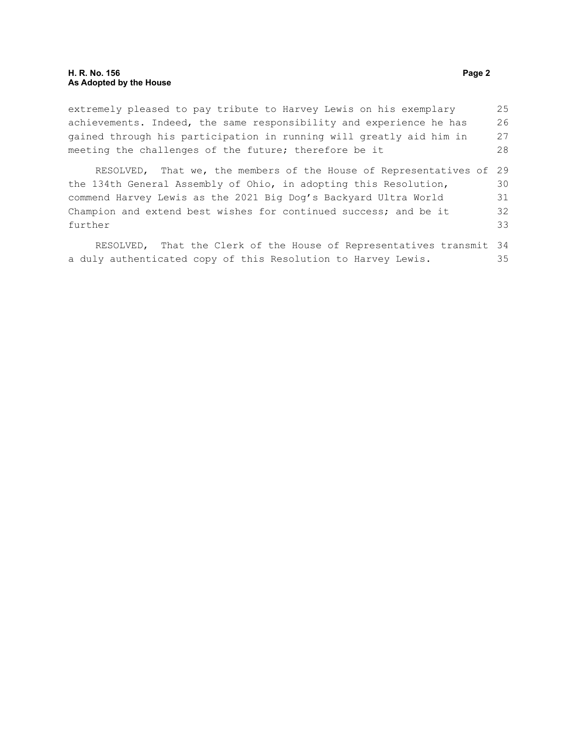extremely pleased to pay tribute to Harvey Lewis on his exemplary achievements. Indeed, the same responsibility and experience he has gained through his participation in running will greatly aid him in meeting the challenges of the future; therefore be it

RESOLVED, That we, the members of the House of Representatives of the 134th General Assembly of Ohio, in adopting this Resolution, commend Harvey Lewis as the 2021 Big Dog's Backyard Ultra World Champion and extend best wishes for continued success; and be it further

RESOLVED, That the Clerk of the House of Representatives transmit a duly authenticated copy of this Resolution to Harvey Lewis.